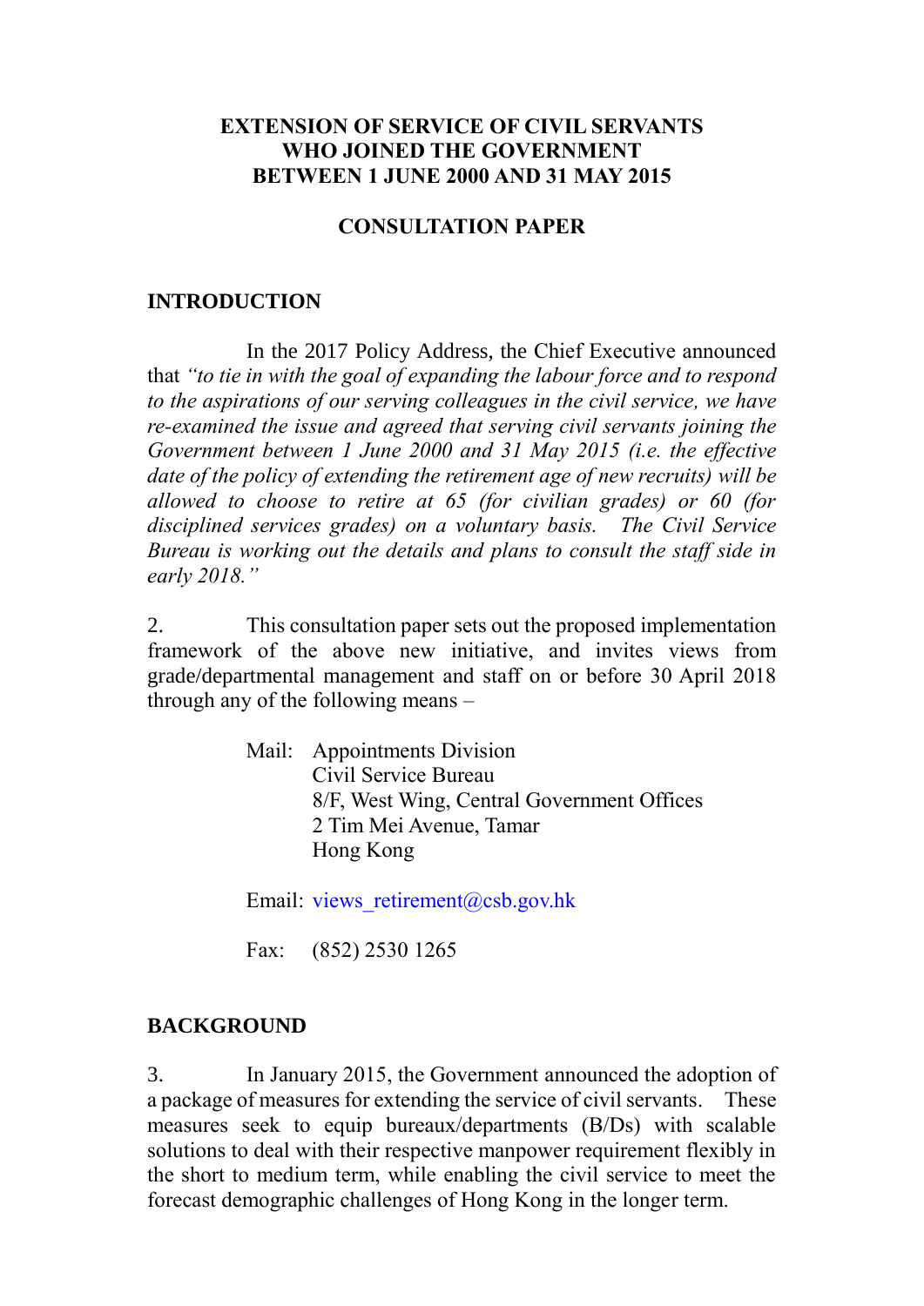# EXTENSION OF SERVICE OF CIVIL SERVANTS WHO JOINED THE GOVERNMENT BETWEEN 1 JUNE 2000 AND 31 MAY 2015

## CONSULTATION PAPER

## INTRODUCTION

In the 2017 Policy Address, the Chief Executive announced that *"to tie in with the goal of expanding the labour force and to respond to the aspirations of our serving colleagues in the civil service, we have re-examined the issue and agreed that serving civil servants joining the Government between 1 June 2000 and 31 May 2015 (i.e. the effective date of the policy of extending the retirement age of new recruits) will be allowed to choose to retire at 65 (for civilian grades) or 60 (for disciplined services grades) on a voluntary basis. The Civil Service Bureau is working out the details and plans to consult the staff side in early 2018."*

2. This consultation paper sets out the proposed implementation framework of the above new initiative, and invites views from grade/departmental management and staff on or before 30 April 2018 through any of the following means –

Mail: Appointments Division
Civil Service Bureau
8/F, West Wing, Central Government Offices
2 Tim Mei Avenue, Tamar
Hong Kong

Email: views_retirement@csb.gov.hk

Fax: (852) 2530 1265

## BACKGROUND

3. In January 2015, the Government announced the adoption of a package of measures for extending the service of civil servants. These measures seek to equip bureaux/departments (B/Ds) with scalable solutions to deal with their respective manpower requirement flexibly in the short to medium term, while enabling the civil service to meet the forecast demographic challenges of Hong Kong in the longer term.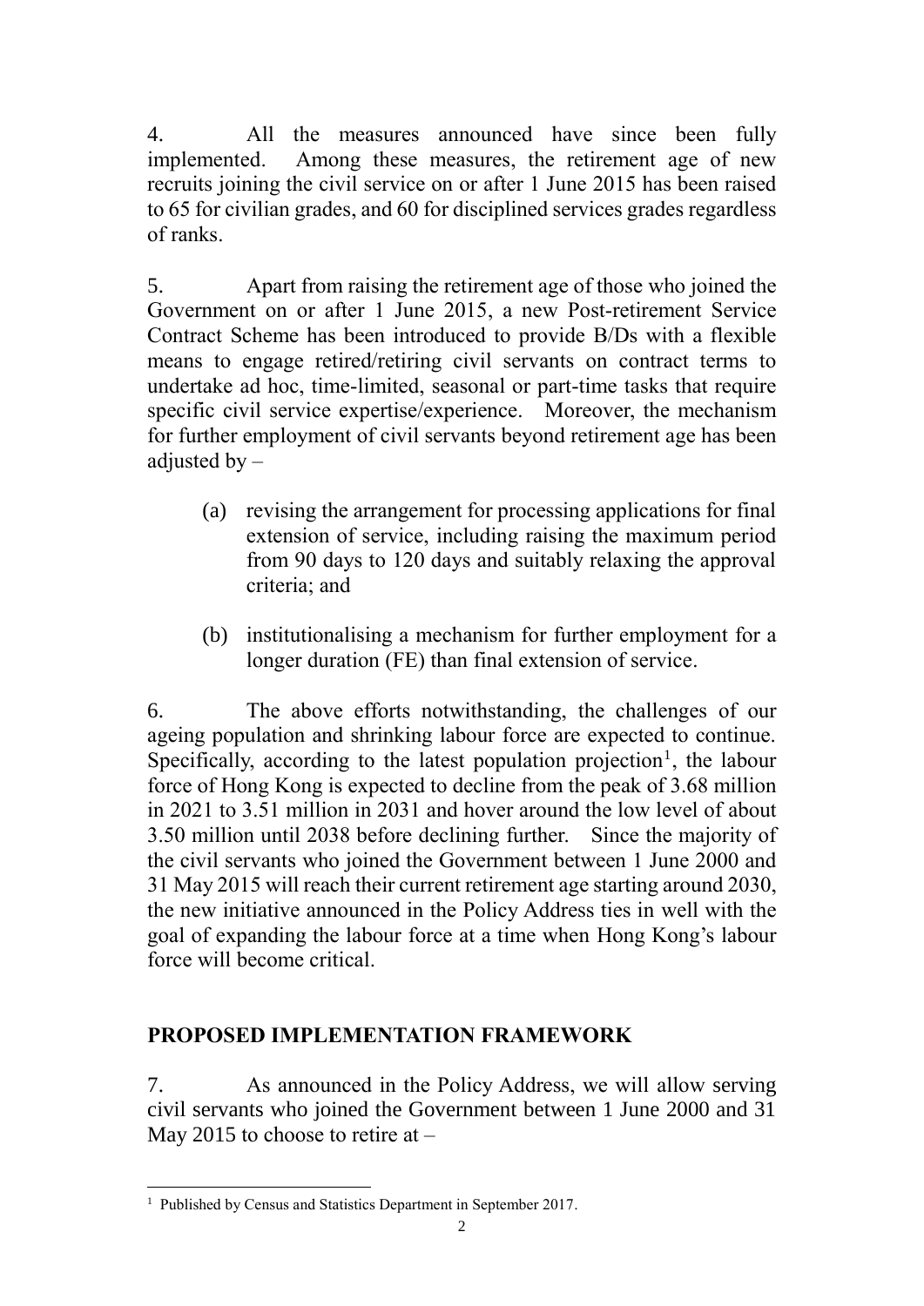4. All the measures announced have since been fully implemented. Among these measures, the retirement age of new recruits joining the civil service on or after 1 June 2015 has been raised to 65 for civilian grades, and 60 for disciplined services grades regardless of ranks.

5. Apart from raising the retirement age of those who joined the Government on or after 1 June 2015, a new Post-retirement Service Contract Scheme has been introduced to provide B/Ds with a flexible means to engage retired/retiring civil servants on contract terms to undertake ad hoc, time-limited, seasonal or part-time tasks that require specific civil service expertise/experience. Moreover, the mechanism for further employment of civil servants beyond retirement age has been adjusted by –

(a) revising the arrangement for processing applications for final extension of service, including raising the maximum period from 90 days to 120 days and suitably relaxing the approval criteria; and

(b) institutionalising a mechanism for further employment for a longer duration (FE) than final extension of service.

6. The above efforts notwithstanding, the challenges of our ageing population and shrinking labour force are expected to continue. Specifically, according to the latest population projection[1], the labour force of Hong Kong is expected to decline from the peak of 3.68 million in 2021 to 3.51 million in 2031 and hover around the low level of about 3.50 million until 2038 before declining further. Since the majority of the civil servants who joined the Government between 1 June 2000 and 31 May 2015 will reach their current retirement age starting around 2030, the new initiative announced in the Policy Address ties in well with the goal of expanding the labour force at a time when Hong Kong's labour force will become critical.

## PROPOSED IMPLEMENTATION FRAMEWORK

7. As announced in the Policy Address, we will allow serving civil servants who joined the Government between 1 June 2000 and 31 May 2015 to choose to retire at –

---

[1] Published by Census and Statistics Department in September 2017.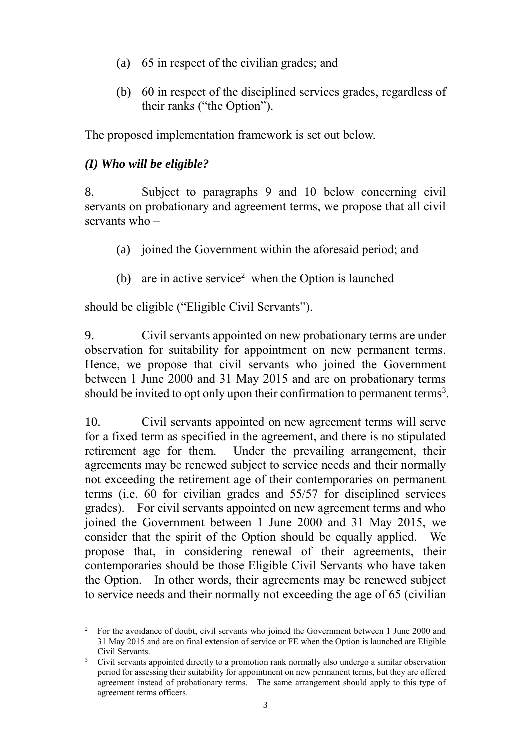(a) 65 in respect of the civilian grades; and

(b) 60 in respect of the disciplined services grades, regardless of their ranks ("the Option").

The proposed implementation framework is set out below.

***(I) Who will be eligible?***

8. Subject to paragraphs 9 and 10 below concerning civil servants on probationary and agreement terms, we propose that all civil servants who –

(a) joined the Government within the aforesaid period; and

(b) are in active service[2] when the Option is launched

should be eligible ("Eligible Civil Servants").

9. Civil servants appointed on new probationary terms are under observation for suitability for appointment on new permanent terms. Hence, we propose that civil servants who joined the Government between 1 June 2000 and 31 May 2015 and are on probationary terms should be invited to opt only upon their confirmation to permanent terms[3].

10. Civil servants appointed on new agreement terms will serve for a fixed term as specified in the agreement, and there is no stipulated retirement age for them. Under the prevailing arrangement, their agreements may be renewed subject to service needs and their normally not exceeding the retirement age of their contemporaries on permanent terms (i.e. 60 for civilian grades and 55/57 for disciplined services grades). For civil servants appointed on new agreement terms and who joined the Government between 1 June 2000 and 31 May 2015, we consider that the spirit of the Option should be equally applied. We propose that, in considering renewal of their agreements, their contemporaries should be those Eligible Civil Servants who have taken the Option. In other words, their agreements may be renewed subject to service needs and their normally not exceeding the age of 65 (civilian

---

[2] For the avoidance of doubt, civil servants who joined the Government between 1 June 2000 and 31 May 2015 and are on final extension of service or FE when the Option is launched are Eligible Civil Servants.

[3] Civil servants appointed directly to a promotion rank normally also undergo a similar observation period for assessing their suitability for appointment on new permanent terms, but they are offered agreement instead of probationary terms. The same arrangement should apply to this type of agreement terms officers.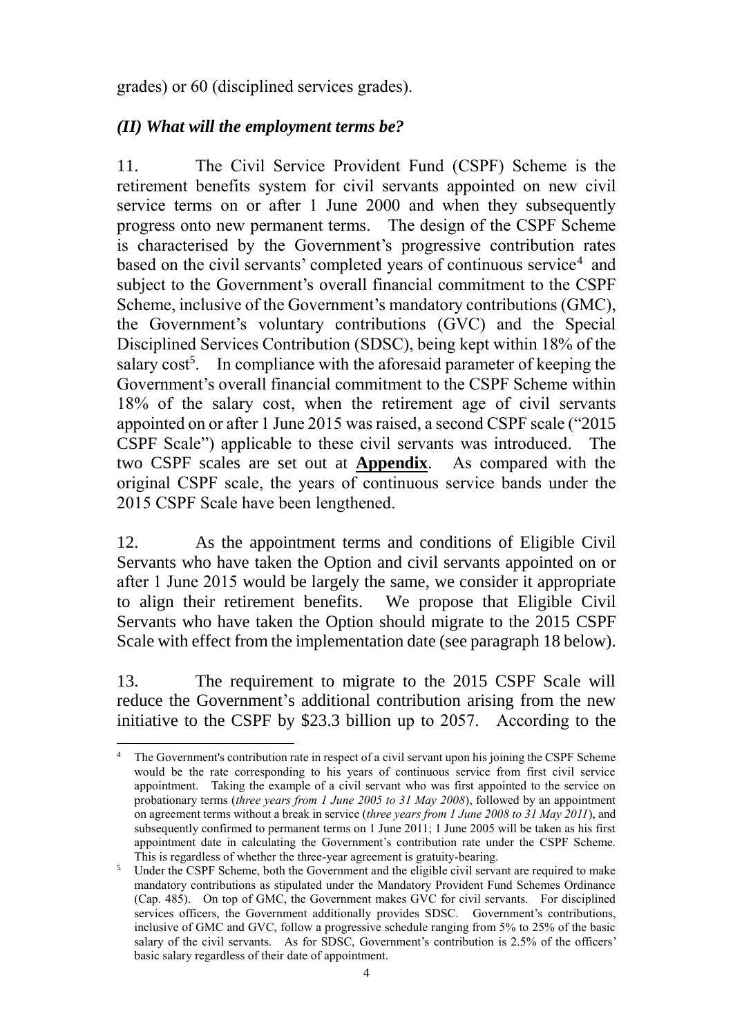grades) or 60 (disciplined services grades).

### *(II) What will the employment terms be?*

11. The Civil Service Provident Fund (CSPF) Scheme is the retirement benefits system for civil servants appointed on new civil service terms on or after 1 June 2000 and when they subsequently progress onto new permanent terms. The design of the CSPF Scheme is characterised by the Government's progressive contribution rates based on the civil servants' completed years of continuous service[4] and subject to the Government's overall financial commitment to the CSPF Scheme, inclusive of the Government's mandatory contributions (GMC), the Government's voluntary contributions (GVC) and the Special Disciplined Services Contribution (SDSC), being kept within 18% of the salary cost[5]. In compliance with the aforesaid parameter of keeping the Government's overall financial commitment to the CSPF Scheme within 18% of the salary cost, when the retirement age of civil servants appointed on or after 1 June 2015 was raised, a second CSPF scale ("2015 CSPF Scale") applicable to these civil servants was introduced. The two CSPF scales are set out at **Appendix**. As compared with the original CSPF scale, the years of continuous service bands under the 2015 CSPF Scale have been lengthened.

12. As the appointment terms and conditions of Eligible Civil Servants who have taken the Option and civil servants appointed on or after 1 June 2015 would be largely the same, we consider it appropriate to align their retirement benefits. We propose that Eligible Civil Servants who have taken the Option should migrate to the 2015 CSPF Scale with effect from the implementation date (see paragraph 18 below).

13. The requirement to migrate to the 2015 CSPF Scale will reduce the Government's additional contribution arising from the new initiative to the CSPF by $23.3 billion up to 2057. According to the

---

[4] The Government's contribution rate in respect of a civil servant upon his joining the CSPF Scheme would be the rate corresponding to his years of continuous service from first civil service appointment. Taking the example of a civil servant who was first appointed to the service on probationary terms (*three years from 1 June 2005 to 31 May 2008*), followed by an appointment on agreement terms without a break in service (*three years from 1 June 2008 to 31 May 2011*), and subsequently confirmed to permanent terms on 1 June 2011; 1 June 2005 will be taken as his first appointment date in calculating the Government's contribution rate under the CSPF Scheme. This is regardless of whether the three-year agreement is gratuity-bearing.

[5] Under the CSPF Scheme, both the Government and the eligible civil servant are required to make mandatory contributions as stipulated under the Mandatory Provident Fund Schemes Ordinance (Cap. 485). On top of GMC, the Government makes GVC for civil servants. For disciplined services officers, the Government additionally provides SDSC. Government's contributions, inclusive of GMC and GVC, follow a progressive schedule ranging from 5% to 25% of the basic salary of the civil servants. As for SDSC, Government's contribution is 2.5% of the officers' basic salary regardless of their date of appointment.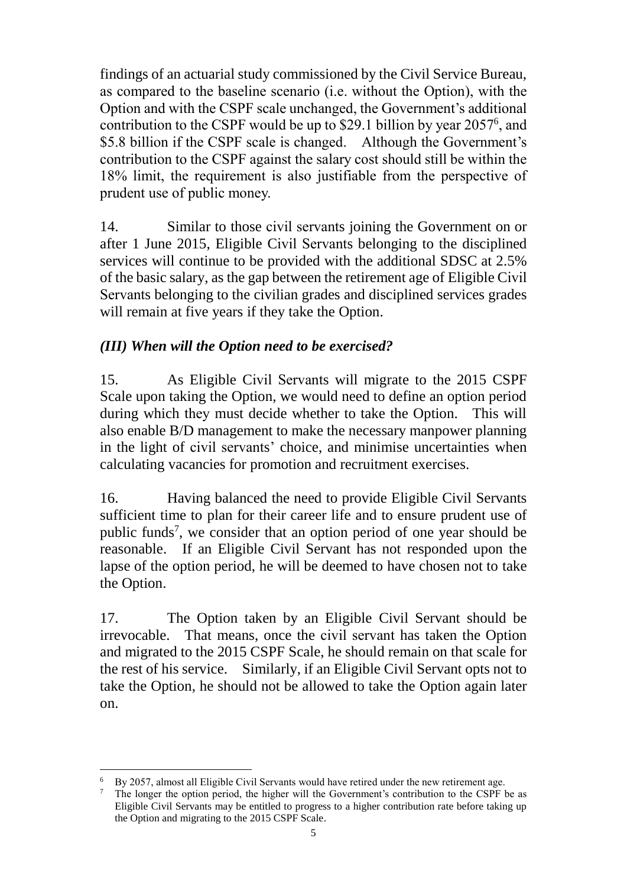findings of an actuarial study commissioned by the Civil Service Bureau, as compared to the baseline scenario (i.e. without the Option), with the Option and with the CSPF scale unchanged, the Government's additional contribution to the CSPF would be up to $29.1 billion by year 2057[6], and $5.8 billion if the CSPF scale is changed. Although the Government's contribution to the CSPF against the salary cost should still be within the 18% limit, the requirement is also justifiable from the perspective of prudent use of public money.

14. Similar to those civil servants joining the Government on or after 1 June 2015, Eligible Civil Servants belonging to the disciplined services will continue to be provided with the additional SDSC at 2.5% of the basic salary, as the gap between the retirement age of Eligible Civil Servants belonging to the civilian grades and disciplined services grades will remain at five years if they take the Option.

### *(III) When will the Option need to be exercised?*

15. As Eligible Civil Servants will migrate to the 2015 CSPF Scale upon taking the Option, we would need to define an option period during which they must decide whether to take the Option. This will also enable B/D management to make the necessary manpower planning in the light of civil servants' choice, and minimise uncertainties when calculating vacancies for promotion and recruitment exercises.

16. Having balanced the need to provide Eligible Civil Servants sufficient time to plan for their career life and to ensure prudent use of public funds[7], we consider that an option period of one year should be reasonable. If an Eligible Civil Servant has not responded upon the lapse of the option period, he will be deemed to have chosen not to take the Option.

17. The Option taken by an Eligible Civil Servant should be irrevocable. That means, once the civil servant has taken the Option and migrated to the 2015 CSPF Scale, he should remain on that scale for the rest of his service. Similarly, if an Eligible Civil Servant opts not to take the Option, he should not be allowed to take the Option again later on.

---

[6] By 2057, almost all Eligible Civil Servants would have retired under the new retirement age.

[7] The longer the option period, the higher will the Government's contribution to the CSPF be as Eligible Civil Servants may be entitled to progress to a higher contribution rate before taking up the Option and migrating to the 2015 CSPF Scale.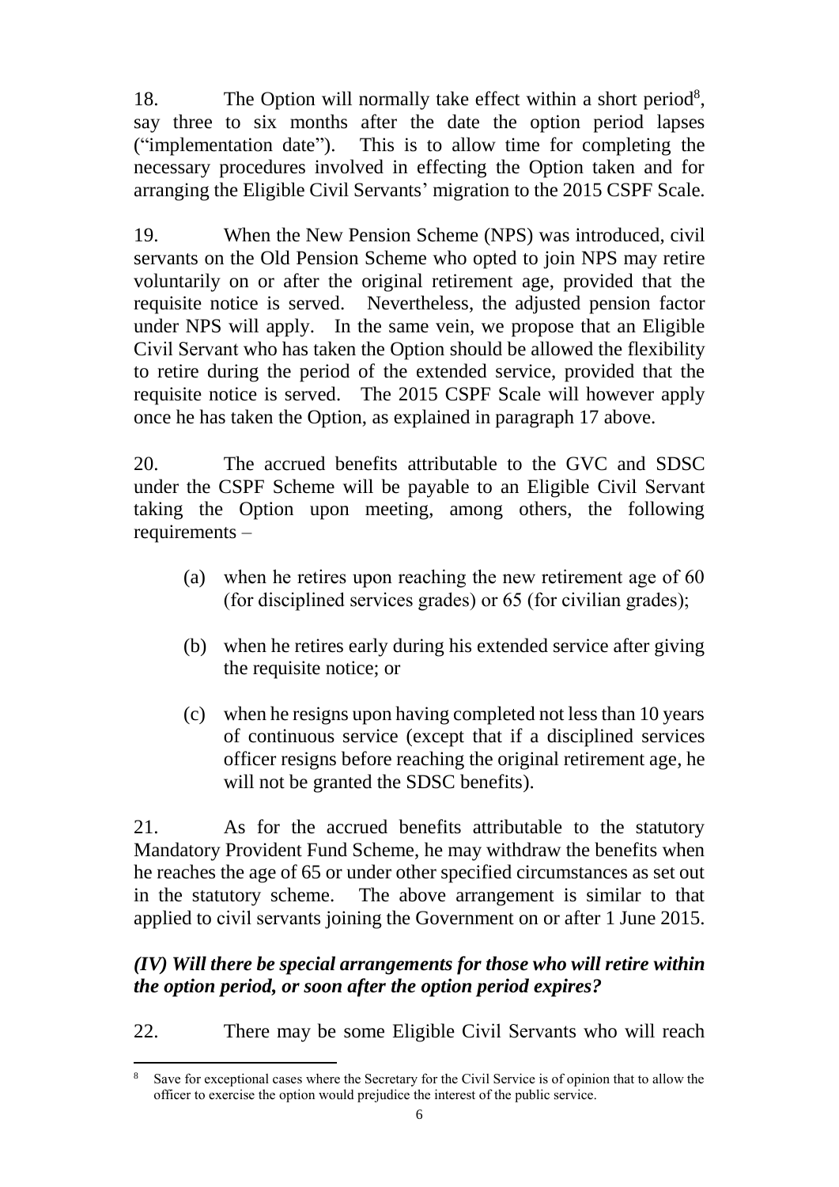18. The Option will normally take effect within a short period[8], say three to six months after the date the option period lapses ("implementation date"). This is to allow time for completing the necessary procedures involved in effecting the Option taken and for arranging the Eligible Civil Servants' migration to the 2015 CSPF Scale.

19. When the New Pension Scheme (NPS) was introduced, civil servants on the Old Pension Scheme who opted to join NPS may retire voluntarily on or after the original retirement age, provided that the requisite notice is served. Nevertheless, the adjusted pension factor under NPS will apply. In the same vein, we propose that an Eligible Civil Servant who has taken the Option should be allowed the flexibility to retire during the period of the extended service, provided that the requisite notice is served. The 2015 CSPF Scale will however apply once he has taken the Option, as explained in paragraph 17 above.

20. The accrued benefits attributable to the GVC and SDSC under the CSPF Scheme will be payable to an Eligible Civil Servant taking the Option upon meeting, among others, the following requirements –

(a) when he retires upon reaching the new retirement age of 60 (for disciplined services grades) or 65 (for civilian grades);

(b) when he retires early during his extended service after giving the requisite notice; or

(c) when he resigns upon having completed not less than 10 years of continuous service (except that if a disciplined services officer resigns before reaching the original retirement age, he will not be granted the SDSC benefits).

21. As for the accrued benefits attributable to the statutory Mandatory Provident Fund Scheme, he may withdraw the benefits when he reaches the age of 65 or under other specified circumstances as set out in the statutory scheme. The above arrangement is similar to that applied to civil servants joining the Government on or after 1 June 2015.

### *(IV) Will there be special arrangements for those who will retire within the option period, or soon after the option period expires?*

22. There may be some Eligible Civil Servants who will reach

---

[8] Save for exceptional cases where the Secretary for the Civil Service is of opinion that to allow the officer to exercise the option would prejudice the interest of the public service.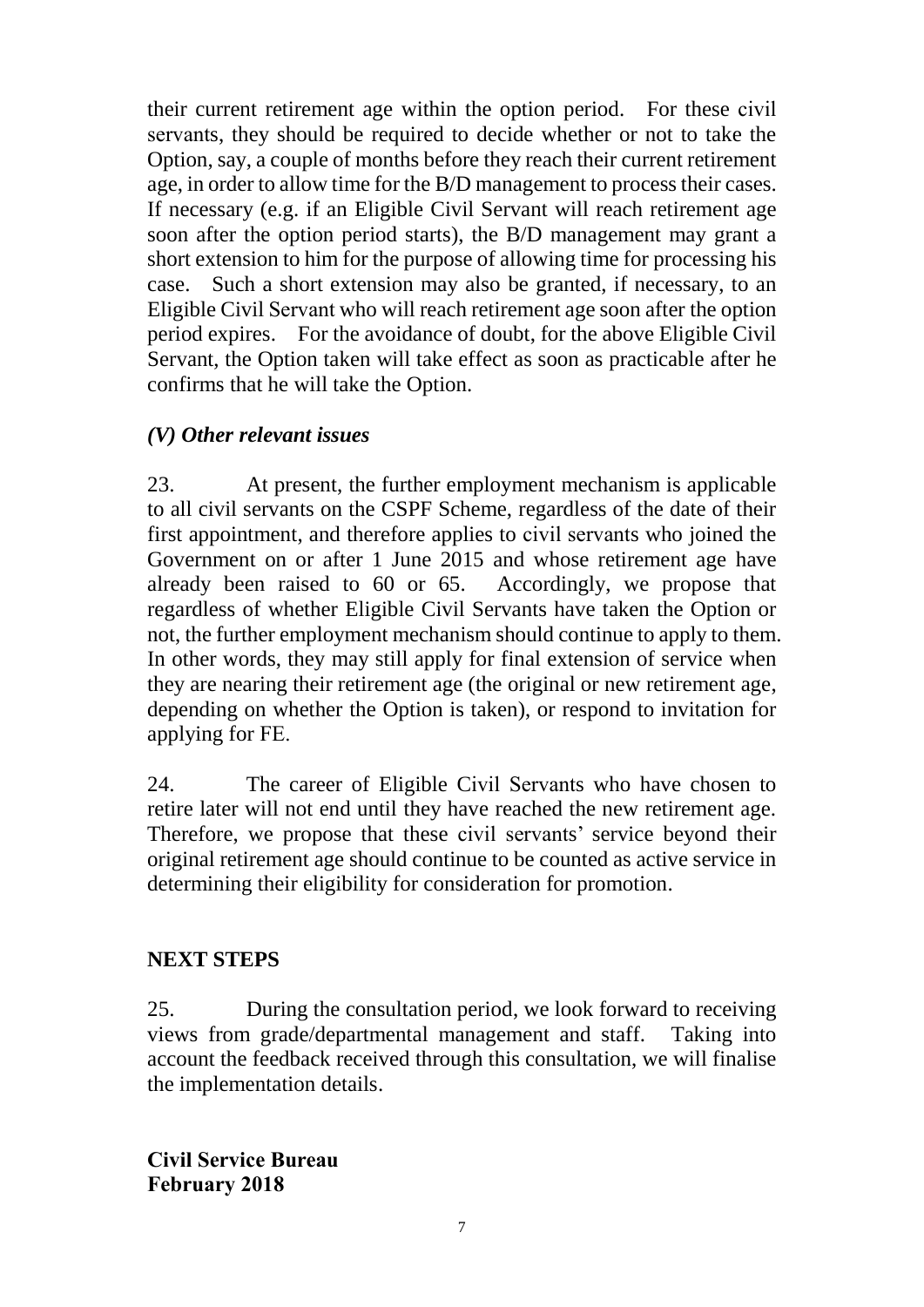their current retirement age within the option period. For these civil servants, they should be required to decide whether or not to take the Option, say, a couple of months before they reach their current retirement age, in order to allow time for the B/D management to process their cases. If necessary (e.g. if an Eligible Civil Servant will reach retirement age soon after the option period starts), the B/D management may grant a short extension to him for the purpose of allowing time for processing his case. Such a short extension may also be granted, if necessary, to an Eligible Civil Servant who will reach retirement age soon after the option period expires. For the avoidance of doubt, for the above Eligible Civil Servant, the Option taken will take effect as soon as practicable after he confirms that he will take the Option.

### *(V) Other relevant issues*

23. At present, the further employment mechanism is applicable to all civil servants on the CSPF Scheme, regardless of the date of their first appointment, and therefore applies to civil servants who joined the Government on or after 1 June 2015 and whose retirement age have already been raised to 60 or 65. Accordingly, we propose that regardless of whether Eligible Civil Servants have taken the Option or not, the further employment mechanism should continue to apply to them. In other words, they may still apply for final extension of service when they are nearing their retirement age (the original or new retirement age, depending on whether the Option is taken), or respond to invitation for applying for FE.

24. The career of Eligible Civil Servants who have chosen to retire later will not end until they have reached the new retirement age. Therefore, we propose that these civil servants' service beyond their original retirement age should continue to be counted as active service in determining their eligibility for consideration for promotion.

## NEXT STEPS

25. During the consultation period, we look forward to receiving views from grade/departmental management and staff. Taking into account the feedback received through this consultation, we will finalise the implementation details.

**Civil Service Bureau**
**February 2018**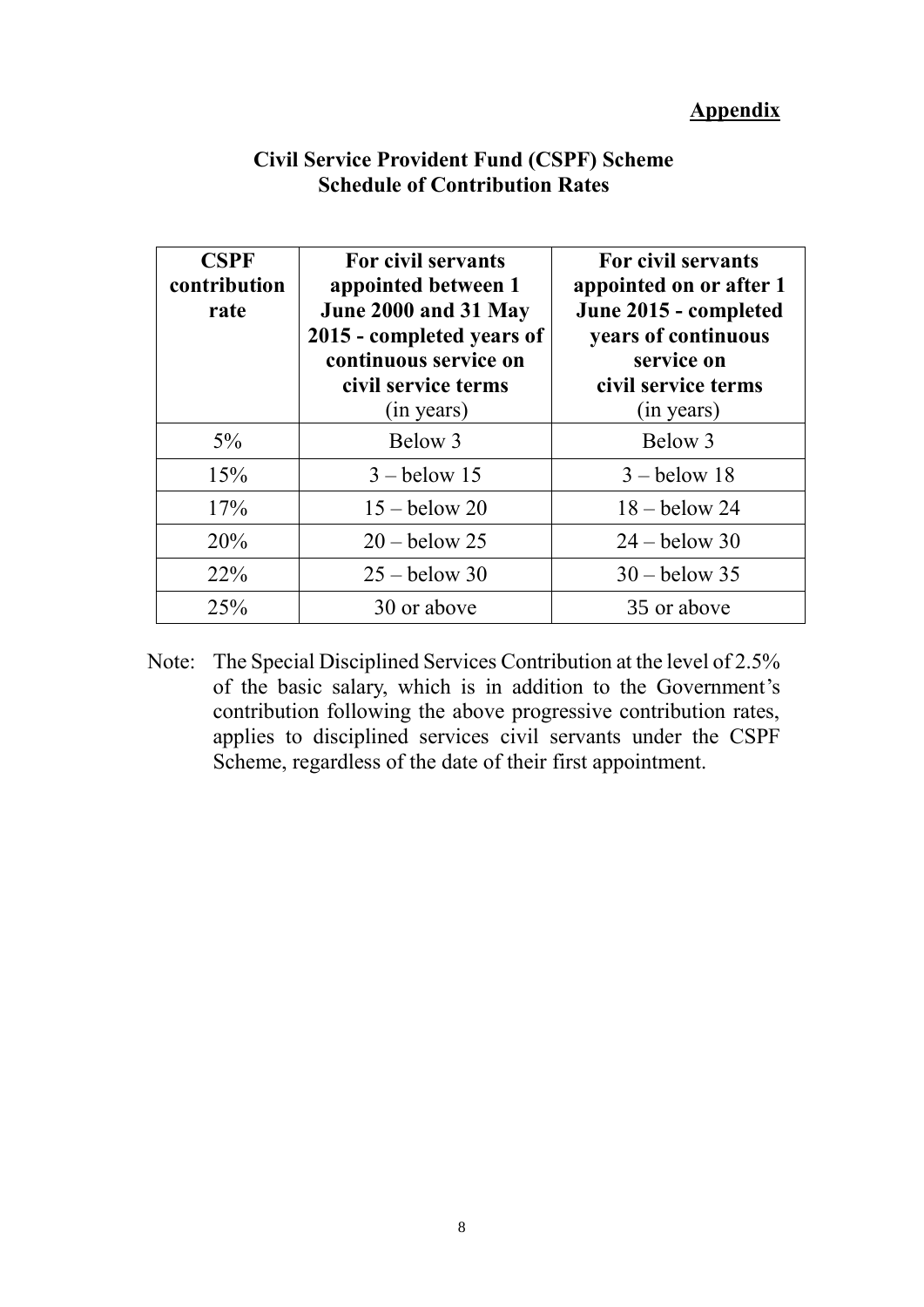**Appendix**

## Civil Service Provident Fund (CSPF) Scheme
## Schedule of Contribution Rates

| CSPF contribution rate | For civil servants appointed between 1 June 2000 and 31 May 2015 - completed years of continuous service on civil service terms (in years) | For civil servants appointed on or after 1 June 2015 - completed years of continuous service on civil service terms (in years) |
|---|---|---|
| 5% | Below 3 | Below 3 |
| 15% | 3 – below 15 | 3 – below 18 |
| 17% | 15 – below 20 | 18 – below 24 |
| 20% | 20 – below 25 | 24 – below 30 |
| 22% | 25 – below 30 | 30 – below 35 |
| 25% | 30 or above | 35 or above |

Note: The Special Disciplined Services Contribution at the level of 2.5% of the basic salary, which is in addition to the Government's contribution following the above progressive contribution rates, applies to disciplined services civil servants under the CSPF Scheme, regardless of the date of their first appointment.